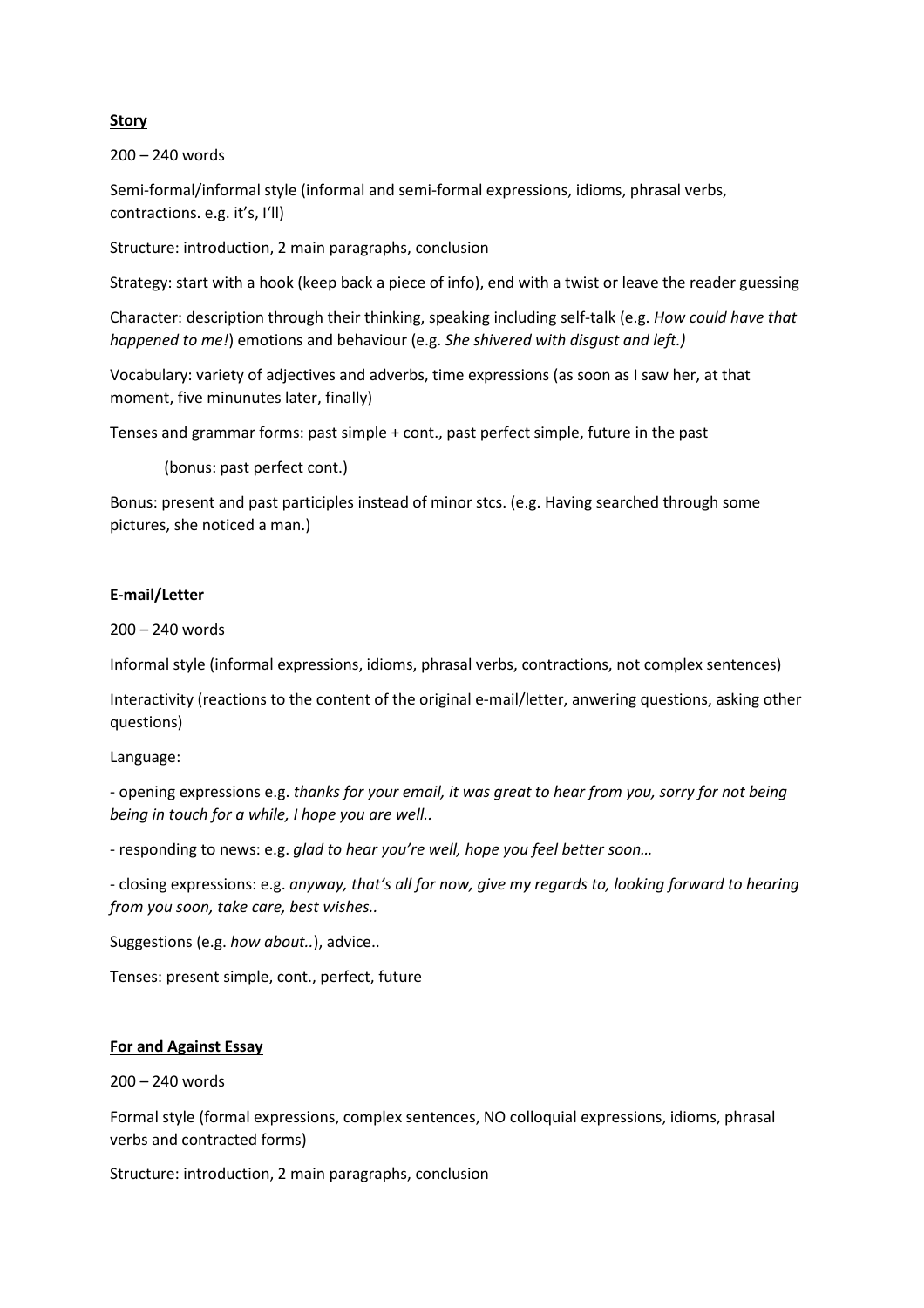**Story**

200 – 240 words

Semi-formal/informal style (informal and semi-formal expressions, idioms, phrasal verbs, contractions. e.g. it's, I'll)

Structure: introduction, 2 main paragraphs, conclusion

Strategy: start with a hook (keep back a piece of info), end with a twist or leave the reader guessing

Character: description through their thinking, speaking including self-talk (e.g. *How could have that happened to me!*) emotions and behaviour (e.g. *She shivered with disgust and left.)*

Vocabulary: variety of adjectives and adverbs, time expressions (as soon as I saw her, at that moment, five minunutes later, finally)

Tenses and grammar forms: past simple + cont., past perfect simple, future in the past

(bonus: past perfect cont.)

Bonus: present and past participles instead of minor stcs. (e.g. Having searched through some pictures, she noticed a man.)

**E-mail/Letter**

200 – 240 words

Informal style (informal expressions, idioms, phrasal verbs, contractions, not complex sentences)

Interactivity (reactions to the content of the original e-mail/letter, anwering questions, asking other questions)

Language:

- opening expressions e.g. *thanks for your email, it was great to hear from you, sorry for not being being in touch for a while, I hope you are well..*

- responding to news: e.g. *glad to hear you're well, hope you feel better soon…*

- closing expressions: e.g. *anyway, that's all for now, give my regards to, looking forward to hearing from you soon, take care, best wishes..*

Suggestions (e.g. *how about..*), advice..

Tenses: present simple, cont., perfect, future

**For and Against Essay**

200 – 240 words

Formal style (formal expressions, complex sentences, NO colloquial expressions, idioms, phrasal verbs and contracted forms)

Structure: introduction, 2 main paragraphs, conclusion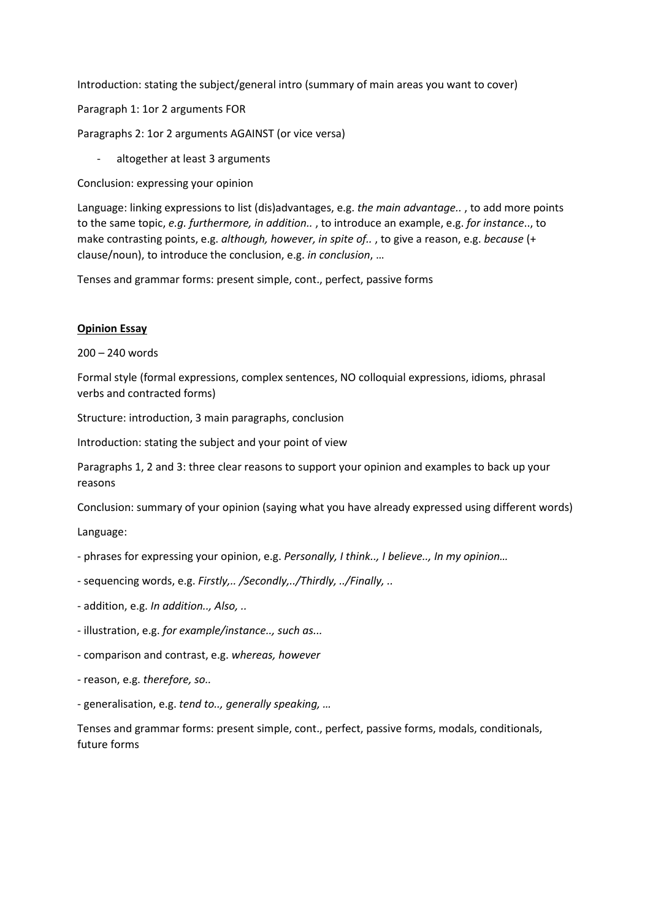Introduction: stating the subject/general intro (summary of main areas you want to cover)

Paragraph 1: 1or 2 arguments FOR

Paragraphs 2: 1or 2 arguments AGAINST (or vice versa)

- altogether at least 3 arguments

Conclusion: expressing your opinion

Language: linking expressions to list (dis)advantages, e.g. *the main advantage..* , to add more points to the same topic, *e.g. furthermore, in addition..* , to introduce an example, e.g. *for instance*.., to make contrasting points, e.g. *although, however, in spite of..* , to give a reason, e.g. *because* (+ clause/noun), to introduce the conclusion, e.g. *in conclusion*, …

Tenses and grammar forms: present simple, cont., perfect, passive forms

**<u>Opinion Essay</u>**

200 – 240 words

Formal style (formal expressions, complex sentences, NO colloquial expressions, idioms, phrasal verbs and contracted forms)

Structure: introduction, 3 main paragraphs, conclusion

Introduction: stating the subject and your point of view

Paragraphs 1, 2 and 3: three clear reasons to support your opinion and examples to back up your reasons

Conclusion: summary of your opinion (saying what you have already expressed using different words)

Language:

- phrases for expressing your opinion, e.g. *Personally, I think.., I believe.., In my opinion…*
- sequencing words, e.g. *Firstly,.. /Secondly,../Thirdly, ../Finally,* ..
- addition, e.g. *In addition.., Also, ..*
- illustration, e.g. *for example/instance.., such as...*
- comparison and contrast, e.g. *whereas, however*
- reason, e.g. *therefore, so..*
- generalisation, e.g. *tend to.., generally speaking,* …

Tenses and grammar forms: present simple, cont., perfect, passive forms, modals, conditionals, future forms